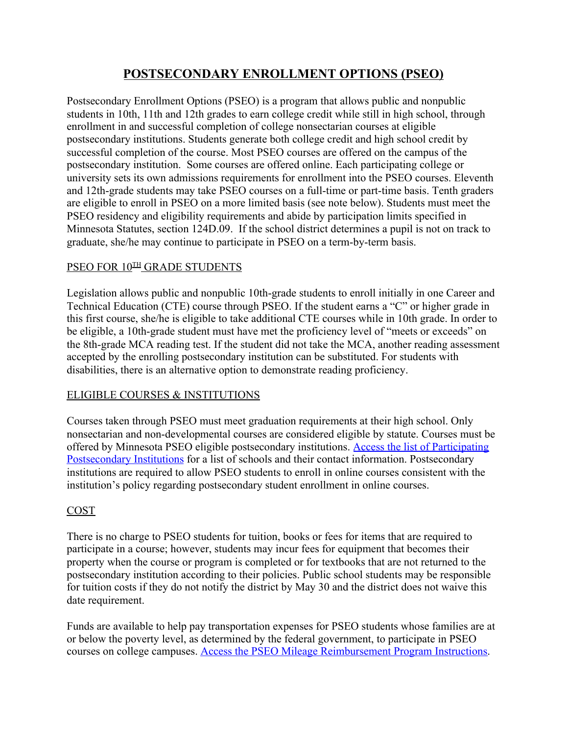# POSTSECONDARY ENROLLMENT OPTIONS (PSEO)

Postsecondary Enrollment Options (PSEO) is a program that allows public and nonpublic students in 10th, 11th and 12th grades to earn college credit while still in high school, through enrollment in and successful completion of college nonsectarian courses at eligible postsecondary institutions. Students generate both college credit and high school credit by successful completion of the course. Most PSEO courses are offered on the campus of the postsecondary institution. Some courses are offered online. Each participating college or university sets its own admissions requirements for enrollment into the PSEO courses. Eleventh and 12th-grade students may take PSEO courses on a full-time or part-time basis. Tenth graders are eligible to enroll in PSEO on a more limited basis (see note below). Students must meet the PSEO residency and eligibility requirements and abide by participation limits specified in Minnesota Statutes, section 124D.09. If the school district determines a pupil is not on track to graduate, she/he may continue to participate in PSEO on a term-by-term basis.

## PSEO FOR 10TH GRADE STUDENTS

Legislation allows public and nonpublic 10th-grade students to enroll initially in one Career and Technical Education (CTE) course through PSEO. If the student earns a "C" or higher grade in this first course, she/he is eligible to take additional CTE courses while in 10th grade. In order to be eligible, a 10th-grade student must have met the proficiency level of "meets or exceeds" on the 8th-grade MCA reading test. If the student did not take the MCA, another reading assessment accepted by the enrolling postsecondary institution can be substituted. For students with disabilities, there is an alternative option to demonstrate reading proficiency.

## ELIGIBLE COURSES & INSTITUTIONS

Courses taken through PSEO must meet graduation requirements at their high school. Only nonsectarian and non-developmental courses are considered eligible by statute. Courses must be offered by Minnesota PSEO eligible postsecondary institutions. Access the list of Participating Postsecondary Institutions for a list of schools and their contact information. Postsecondary institutions are required to allow PSEO students to enroll in online courses consistent with the institution's policy regarding postsecondary student enrollment in online courses.

## COST

There is no charge to PSEO students for tuition, books or fees for items that are required to participate in a course; however, students may incur fees for equipment that becomes their property when the course or program is completed or for textbooks that are not returned to the postsecondary institution according to their policies. Public school students may be responsible for tuition costs if they do not notify the district by May 30 and the district does not waive this date requirement.

Funds are available to help pay transportation expenses for PSEO students whose families are at or below the poverty level, as determined by the federal government, to participate in PSEO courses on college campuses. Access the PSEO Mileage Reimbursement Program Instructions.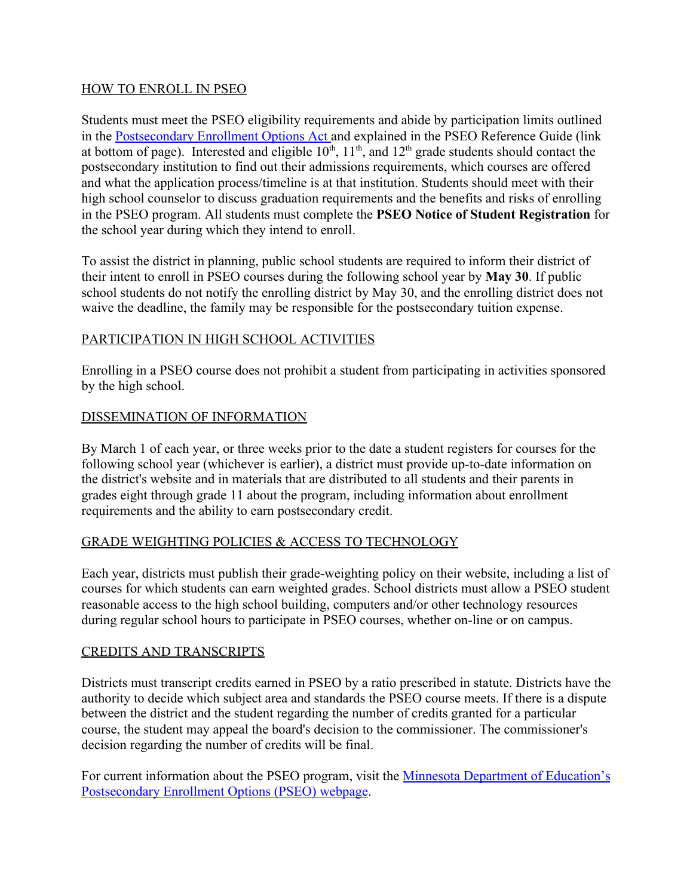## HOW TO ENROLL IN PSEO

Students must meet the PSEO eligibility requirements and abide by participation limits outlined in the [Postsecondary Enrollment Options Act](Postsecondary Enrollment Options Act) and explained in the PSEO Reference Guide (link at bottom of page). Interested and eligible 10th, 11th, and 12th grade students should contact the postsecondary institution to find out their admissions requirements, which courses are offered and what the application process/timeline is at that institution. Students should meet with their high school counselor to discuss graduation requirements and the benefits and risks of enrolling in the PSEO program. All students must complete the **PSEO Notice of Student Registration** for the school year during which they intend to enroll.

To assist the district in planning, public school students are required to inform their district of their intent to enroll in PSEO courses during the following school year by **May 30**. If public school students do not notify the enrolling district by May 30, and the enrolling district does not waive the deadline, the family may be responsible for the postsecondary tuition expense.

## PARTICIPATION IN HIGH SCHOOL ACTIVITIES

Enrolling in a PSEO course does not prohibit a student from participating in activities sponsored by the high school.

## DISSEMINATION OF INFORMATION

By March 1 of each year, or three weeks prior to the date a student registers for courses for the following school year (whichever is earlier), a district must provide up-to-date information on the district's website and in materials that are distributed to all students and their parents in grades eight through grade 11 about the program, including information about enrollment requirements and the ability to earn postsecondary credit.

## GRADE WEIGHTING POLICIES & ACCESS TO TECHNOLOGY

Each year, districts must publish their grade-weighting policy on their website, including a list of courses for which students can earn weighted grades. School districts must allow a PSEO student reasonable access to the high school building, computers and/or other technology resources during regular school hours to participate in PSEO courses, whether on-line or on campus.

## CREDITS AND TRANSCRIPTS

Districts must transcript credits earned in PSEO by a ratio prescribed in statute. Districts have the authority to decide which subject area and standards the PSEO course meets. If there is a dispute between the district and the student regarding the number of credits granted for a particular course, the student may appeal the board's decision to the commissioner. The commissioner's decision regarding the number of credits will be final.

For current information about the PSEO program, visit the Minnesota Department of Education's Postsecondary Enrollment Options (PSEO) webpage.